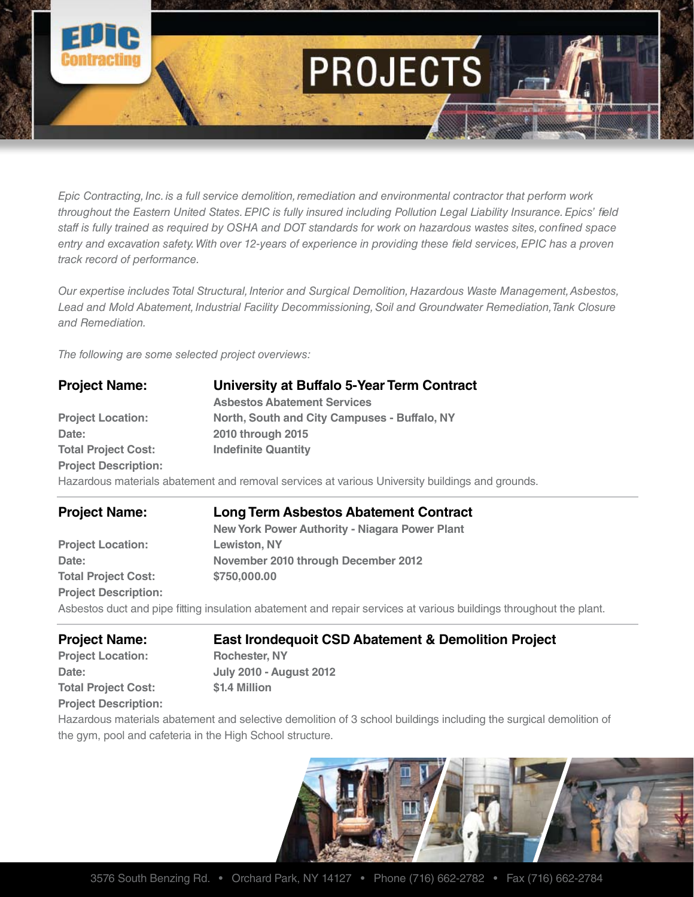# PROJECTS

*Epic Contracting, Inc. is a full service demolition, remediation and environmental contractor that perform work throughout the Eastern United States. EPIC is fully insured including Pollution Legal Liability Insurance. Epics' field staff is fully trained as required by OSHA and DOT standards for work on hazardous wastes sites, confined space entry and excavation safety. With over 12-years of experience in providing these field services, EPIC has a proven track record of performance.*

*Our expertise includes Total Structural, Interior and Surgical Demolition, Hazardous Waste Management, Asbestos, Lead and Mold Abatement, Industrial Facility Decommissioning, Soil and Groundwater Remediation, Tank Closure and Remediation.*

*The following are some selected project overviews:*

**Project Name:** **University at Buffalo 5-Year Term Contract**
**Asbestos Abatement Services**
**Project Location:** North, South and City Campuses - Buffalo, NY
**Date:** 2010 through 2015
**Total Project Cost:** Indefinite Quantity
**Project Description:**
Hazardous materials abatement and removal services at various University buildings and grounds.

---

**Project Name:** **Long Term Asbestos Abatement Contract**
**New York Power Authority - Niagara Power Plant**
**Project Location:** Lewiston, NY
**Date:** November 2010 through December 2012
**Total Project Cost:** $750,000.00
**Project Description:**
Asbestos duct and pipe fitting insulation abatement and repair services at various buildings throughout the plant.

---

**Project Name:** **East Irondequoit CSD Abatement & Demolition Project**
**Project Location:** Rochester, NY
**Date:** July 2010 - August 2012
**Total Project Cost:** $1.4 Million
**Project Description:**
Hazardous materials abatement and selective demolition of 3 school buildings including the surgical demolition of the gym, pool and cafeteria in the High School structure.

3576 South Benzing Rd. • Orchard Park, NY 14127 • Phone (716) 662-2782 • Fax (716) 662-2784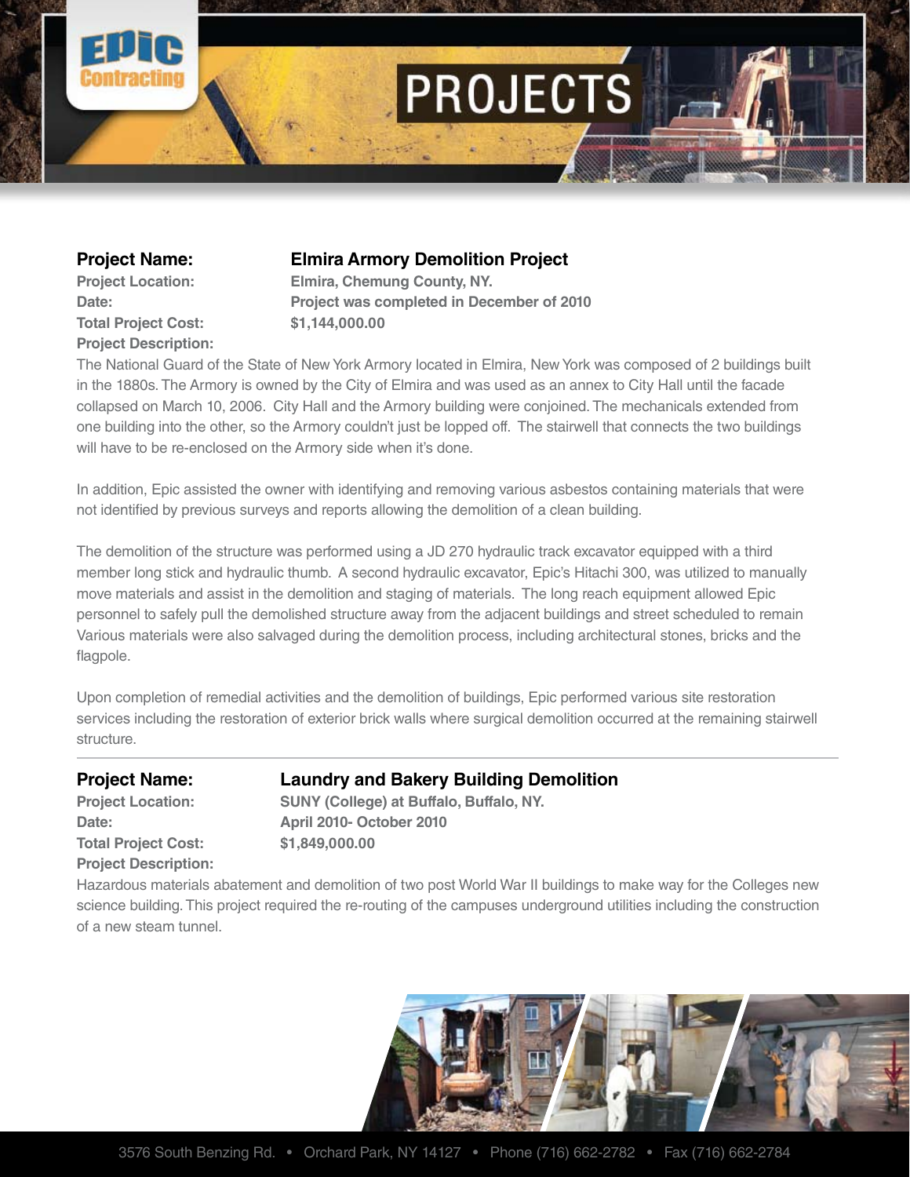# PROJECTS

**Project Name:** **Elmira Armory Demolition Project**
**Project Location:** Elmira, Chemung County, NY.
**Date:** Project was completed in December of 2010
**Total Project Cost:** $1,144,000.00
**Project Description:**

The National Guard of the State of New York Armory located in Elmira, New York was composed of 2 buildings built in the 1880s. The Armory is owned by the City of Elmira and was used as an annex to City Hall until the facade collapsed on March 10, 2006. City Hall and the Armory building were conjoined. The mechanicals extended from one building into the other, so the Armory couldn't just be lopped off. The stairwell that connects the two buildings will have to be re-enclosed on the Armory side when it's done.

In addition, Epic assisted the owner with identifying and removing various asbestos containing materials that were not identified by previous surveys and reports allowing the demolition of a clean building.

The demolition of the structure was performed using a JD 270 hydraulic track excavator equipped with a third member long stick and hydraulic thumb. A second hydraulic excavator, Epic's Hitachi 300, was utilized to manually move materials and assist in the demolition and staging of materials. The long reach equipment allowed Epic personnel to safely pull the demolished structure away from the adjacent buildings and street scheduled to remain Various materials were also salvaged during the demolition process, including architectural stones, bricks and the flagpole.

Upon completion of remedial activities and the demolition of buildings, Epic performed various site restoration services including the restoration of exterior brick walls where surgical demolition occurred at the remaining stairwell structure.

---

**Project Name:** **Laundry and Bakery Building Demolition**
**Project Location:** SUNY (College) at Buffalo, Buffalo, NY.
**Date:** April 2010- October 2010
**Total Project Cost:** $1,849,000.00
**Project Description:**

Hazardous materials abatement and demolition of two post World War II buildings to make way for the Colleges new science building. This project required the re-routing of the campuses underground utilities including the construction of a new steam tunnel.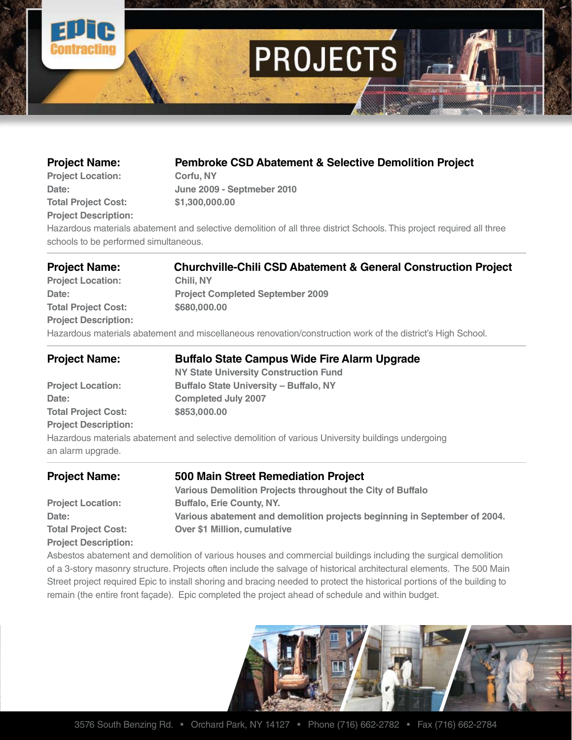# PROJECTS

**Project Name:** **Pembroke CSD Abatement & Selective Demolition Project**
**Project Location:** Corfu, NY
**Date:** June 2009 - Septmeber 2010
**Total Project Cost:** $1,300,000.00
**Project Description:**

Hazardous materials abatement and selective demolition of all three district Schools. This project required all three schools to be performed simultaneous.

---

**Project Name:** **Churchville-Chili CSD Abatement & General Construction Project**
**Project Location:** Chili, NY
**Date:** Project Completed September 2009
**Total Project Cost:** $680,000.00
**Project Description:**

Hazardous materials abatement and miscellaneous renovation/construction work of the district's High School.

---

**Project Name:** **Buffalo State Campus Wide Fire Alarm Upgrade**
NY State University Construction Fund
**Project Location:** Buffalo State University – Buffalo, NY
**Date:** Completed July 2007
**Total Project Cost:** $853,000.00
**Project Description:**

Hazardous materials abatement and selective demolition of various University buildings undergoing an alarm upgrade.

---

**Project Name:** **500 Main Street Remediation Project**
Various Demolition Projects throughout the City of Buffalo
**Project Location:** Buffalo, Erie County, NY.
**Date:** Various abatement and demolition projects beginning in September of 2004.
**Total Project Cost:** Over $1 Million, cumulative
**Project Description:**

Asbestos abatement and demolition of various houses and commercial buildings including the surgical demolition of a 3-story masonry structure. Projects often include the salvage of historical architectural elements. The 500 Main Street project required Epic to install shoring and bracing needed to protect the historical portions of the building to remain (the entire front façade). Epic completed the project ahead of schedule and within budget.

3576 South Benzing Rd. • Orchard Park, NY 14127 • Phone (716) 662-2782 • Fax (716) 662-2784